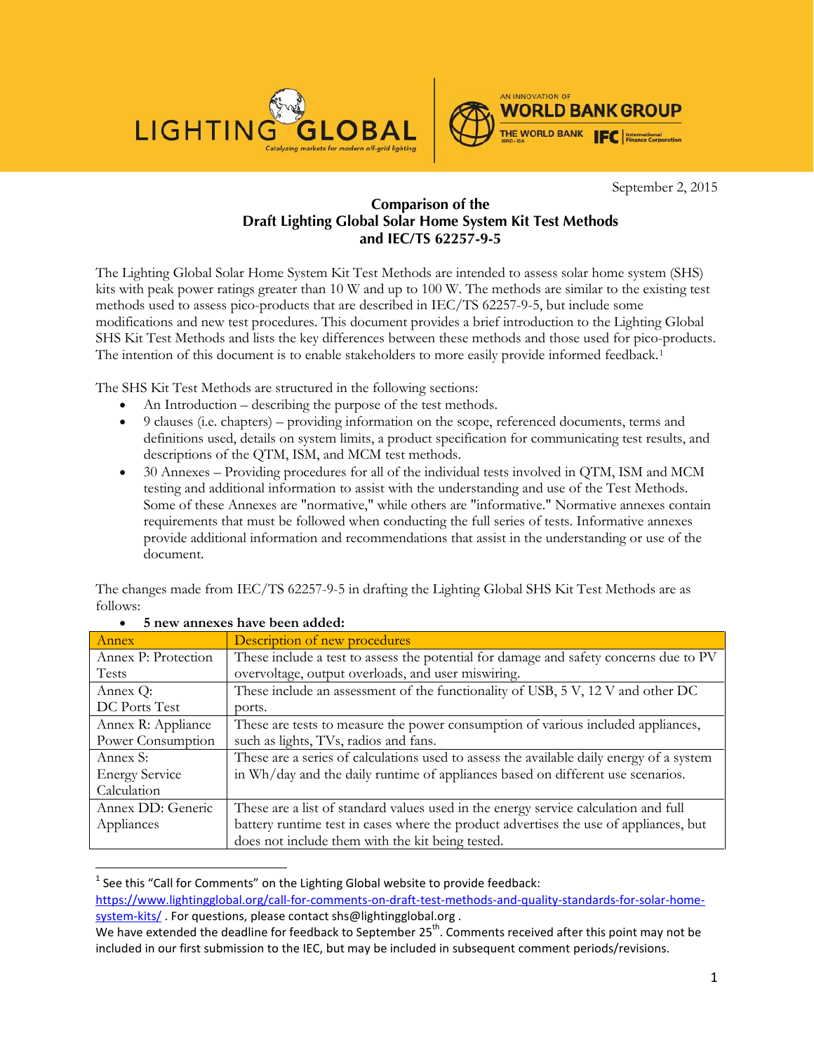September 2, 2015

# Comparison of the Draft Lighting Global Solar Home System Kit Test Methods and IEC/TS 62257-9-5

The Lighting Global Solar Home System Kit Test Methods are intended to assess solar home system (SHS) kits with peak power ratings greater than 10 W and up to 100 W. The methods are similar to the existing test methods used to assess pico-products that are described in IEC/TS 62257-9-5, but include some modifications and new test procedures. This document provides a brief introduction to the Lighting Global SHS Kit Test Methods and lists the key differences between these methods and those used for pico-products. The intention of this document is to enable stakeholders to more easily provide informed feedback.[1]

The SHS Kit Test Methods are structured in the following sections:

- An Introduction – describing the purpose of the test methods.
- 9 clauses (i.e. chapters) – providing information on the scope, referenced documents, terms and definitions used, details on system limits, a product specification for communicating test results, and descriptions of the QTM, ISM, and MCM test methods.
- 30 Annexes – Providing procedures for all of the individual tests involved in QTM, ISM and MCM testing and additional information to assist with the understanding and use of the Test Methods. Some of these Annexes are "normative," while others are "informative." Normative annexes contain requirements that must be followed when conducting the full series of tests. Informative annexes provide additional information and recommendations that assist in the understanding or use of the document.

The changes made from IEC/TS 62257-9-5 in drafting the Lighting Global SHS Kit Test Methods are as follows:

- **5 new annexes have been added:**

| Annex | Description of new procedures |
|---|---|
| Annex P: Protection Tests | These include a test to assess the potential for damage and safety concerns due to PV overvoltage, output overloads, and user miswiring. |
| Annex Q: DC Ports Test | These include an assessment of the functionality of USB, 5 V, 12 V and other DC ports. |
| Annex R: Appliance Power Consumption | These are tests to measure the power consumption of various included appliances, such as lights, TVs, radios and fans. |
| Annex S: Energy Service Calculation | These are a series of calculations used to assess the available daily energy of a system in Wh/day and the daily runtime of appliances based on different use scenarios. |
| Annex DD: Generic Appliances | These are a list of standard values used in the energy service calculation and full battery runtime test in cases where the product advertises the use of appliances, but does not include them with the kit being tested. |

[1] See this "Call for Comments" on the Lighting Global website to provide feedback: https://www.lightingglobal.org/call-for-comments-on-draft-test-methods-and-quality-standards-for-solar-home-system-kits/ . For questions, please contact shs@lightingglobal.org .
We have extended the deadline for feedback to September 25th. Comments received after this point may not be included in our first submission to the IEC, but may be included in subsequent comment periods/revisions.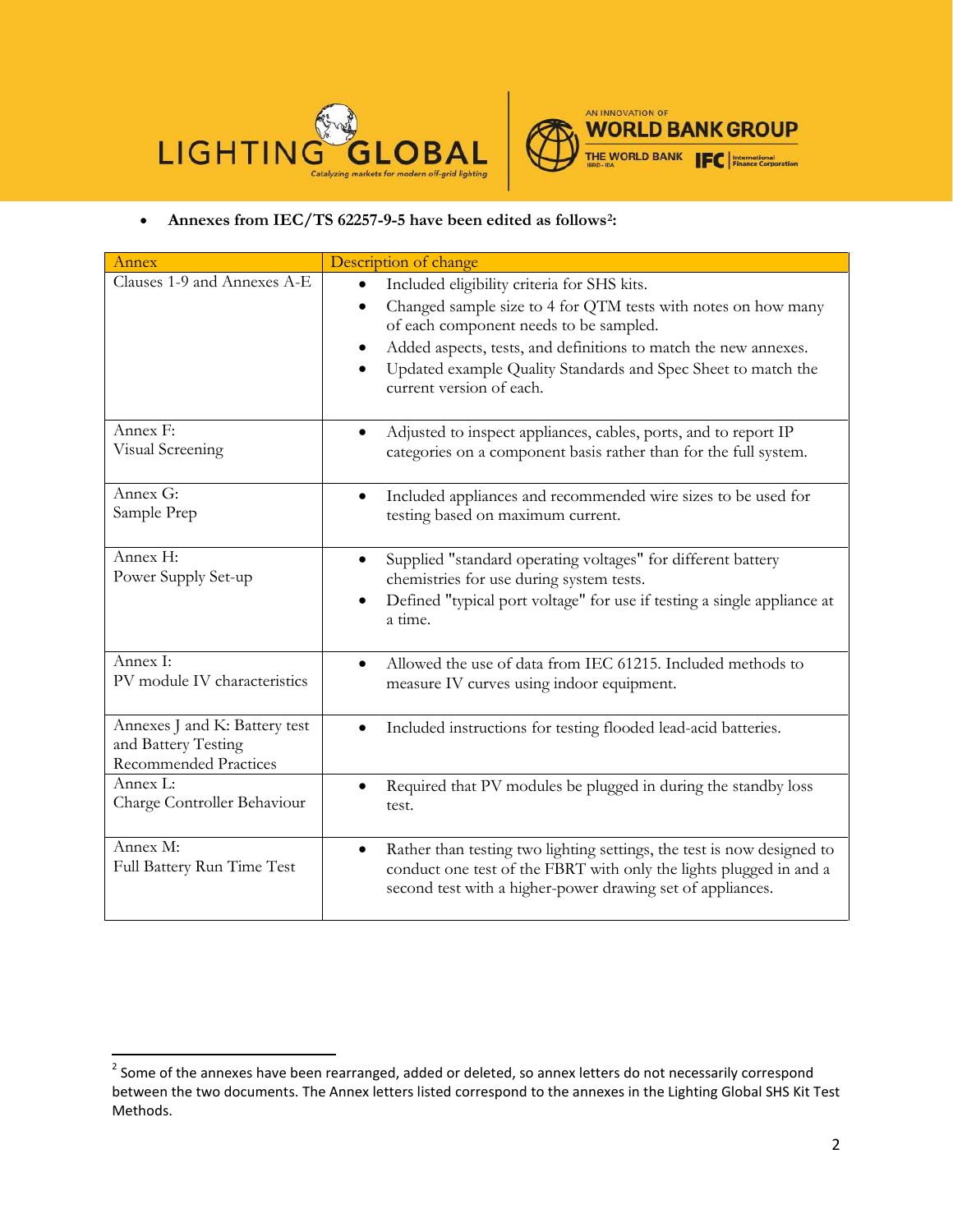- **Annexes from IEC/TS 62257-9-5 have been edited as follows[2]:**

| Annex | Description of change |
| --- | --- |
| Clauses 1-9 and Annexes A-E | • Included eligibility criteria for SHS kits.<br>• Changed sample size to 4 for QTM tests with notes on how many of each component needs to be sampled.<br>• Added aspects, tests, and definitions to match the new annexes.<br>• Updated example Quality Standards and Spec Sheet to match the current version of each. |
| Annex F:<br>Visual Screening | • Adjusted to inspect appliances, cables, ports, and to report IP categories on a component basis rather than for the full system. |
| Annex G:<br>Sample Prep | • Included appliances and recommended wire sizes to be used for testing based on maximum current. |
| Annex H:<br>Power Supply Set-up | • Supplied "standard operating voltages" for different battery chemistries for use during system tests.<br>• Defined "typical port voltage" for use if testing a single appliance at a time. |
| Annex I:<br>PV module IV characteristics | • Allowed the use of data from IEC 61215. Included methods to measure IV curves using indoor equipment. |
| Annexes J and K: Battery test and Battery Testing Recommended Practices | • Included instructions for testing flooded lead-acid batteries. |
| Annex L:<br>Charge Controller Behaviour | • Required that PV modules be plugged in during the standby loss test. |
| Annex M:<br>Full Battery Run Time Test | • Rather than testing two lighting settings, the test is now designed to conduct one test of the FBRT with only the lights plugged in and a second test with a higher-power drawing set of appliances. |

[2] Some of the annexes have been rearranged, added or deleted, so annex letters do not necessarily correspond between the two documents. The Annex letters listed correspond to the annexes in the Lighting Global SHS Kit Test Methods.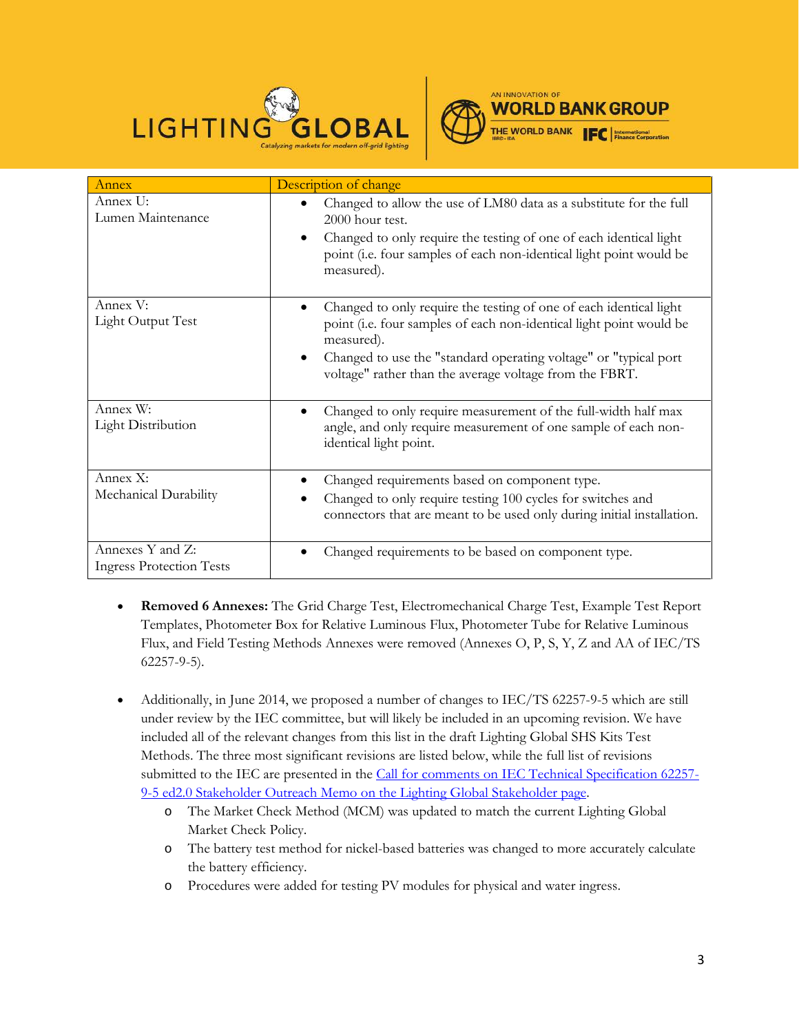| Annex | Description of change |
| --- | --- |
| Annex U:<br>Lumen Maintenance | • Changed to allow the use of LM80 data as a substitute for the full 2000 hour test.<br>• Changed to only require the testing of one of each identical light point (i.e. four samples of each non-identical light point would be measured). |
| Annex V:<br>Light Output Test | • Changed to only require the testing of one of each identical light point (i.e. four samples of each non-identical light point would be measured).<br>• Changed to use the "standard operating voltage" or "typical port voltage" rather than the average voltage from the FBRT. |
| Annex W:<br>Light Distribution | • Changed to only require measurement of the full-width half max angle, and only require measurement of one sample of each non-identical light point. |
| Annex X:<br>Mechanical Durability | • Changed requirements based on component type.<br>• Changed to only require testing 100 cycles for switches and connectors that are meant to be used only during initial installation. |
| Annexes Y and Z:<br>Ingress Protection Tests | • Changed requirements to be based on component type. |

- **Removed 6 Annexes:** The Grid Charge Test, Electromechanical Charge Test, Example Test Report Templates, Photometer Box for Relative Luminous Flux, Photometer Tube for Relative Luminous Flux, and Field Testing Methods Annexes were removed (Annexes O, P, S, Y, Z and AA of IEC/TS 62257-9-5).

- Additionally, in June 2014, we proposed a number of changes to IEC/TS 62257-9-5 which are still under review by the IEC committee, but will likely be included in an upcoming revision. We have included all of the relevant changes from this list in the draft Lighting Global SHS Kits Test Methods. The three most significant revisions are listed below, while the full list of revisions submitted to the IEC are presented in the Call for comments on IEC Technical Specification 62257-9-5 ed2.0 Stakeholder Outreach Memo on the Lighting Global Stakeholder page.
  - The Market Check Method (MCM) was updated to match the current Lighting Global Market Check Policy.
  - The battery test method for nickel-based batteries was changed to more accurately calculate the battery efficiency.
  - Procedures were added for testing PV modules for physical and water ingress.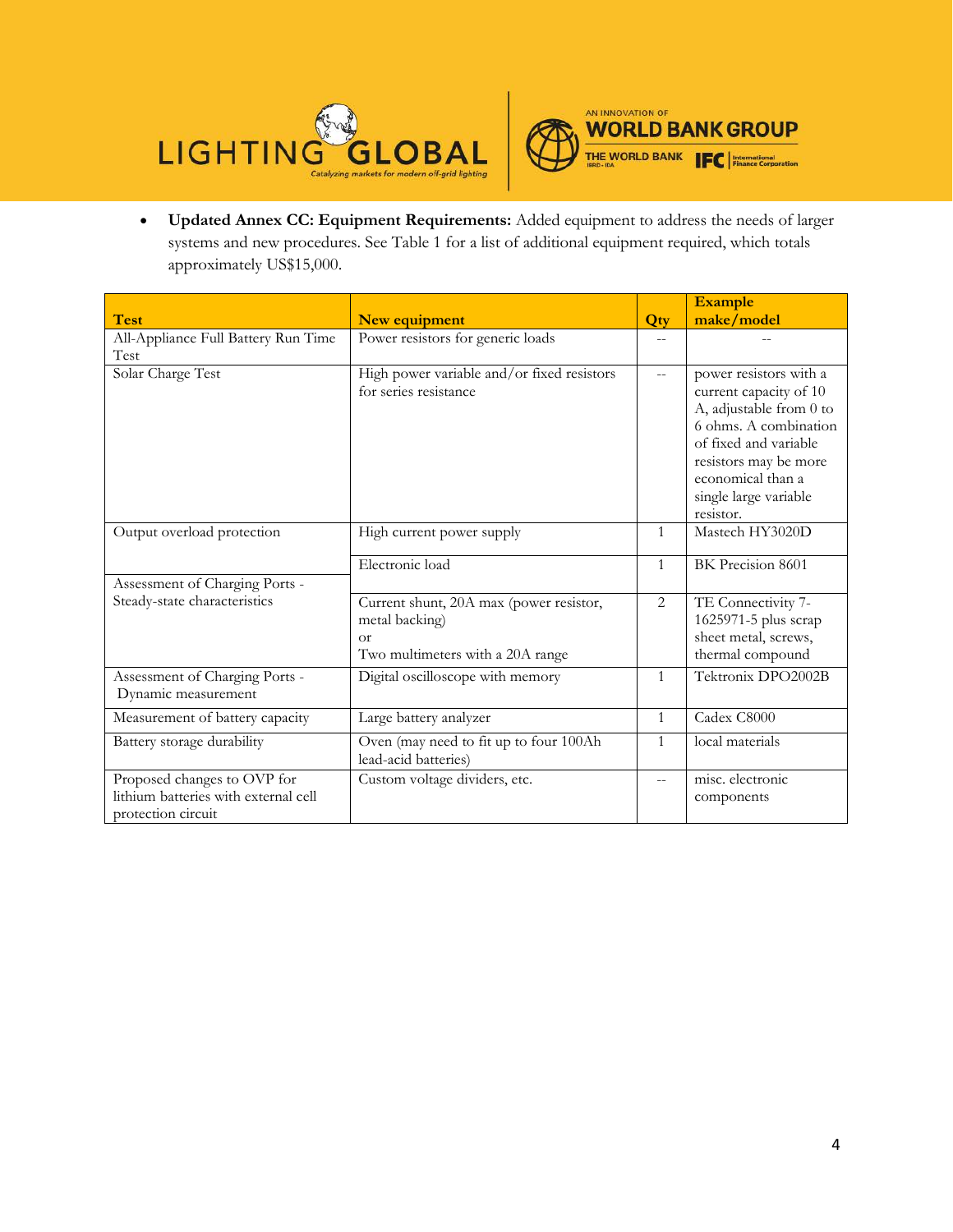- **Updated Annex CC: Equipment Requirements:** Added equipment to address the needs of larger systems and new procedures. See Table 1 for a list of additional equipment required, which totals approximately US$15,000.

| Test | New equipment | Qty | Example make/model |
|---|---|---|---|
| All-Appliance Full Battery Run Time Test | Power resistors for generic loads | -- | -- |
| Solar Charge Test | High power variable and/or fixed resistors for series resistance | -- | power resistors with a current capacity of 10 A, adjustable from 0 to 6 ohms. A combination of fixed and variable resistors may be more economical than a single large variable resistor. |
| Output overload protection | High current power supply | 1 | Mastech HY3020D |
| | Electronic load | 1 | BK Precision 8601 |
| Assessment of Charging Ports - Steady-state characteristics | Current shunt, 20A max (power resistor, metal backing)<br>or<br>Two multimeters with a 20A range | 2 | TE Connectivity 7-1625971-5 plus scrap sheet metal, screws, thermal compound |
| Assessment of Charging Ports - Dynamic measurement | Digital oscilloscope with memory | 1 | Tektronix DPO2002B |
| Measurement of battery capacity | Large battery analyzer | 1 | Cadex C8000 |
| Battery storage durability | Oven (may need to fit up to four 100Ah lead-acid batteries) | 1 | local materials |
| Proposed changes to OVP for lithium batteries with external cell protection circuit | Custom voltage dividers, etc. | -- | misc. electronic components |